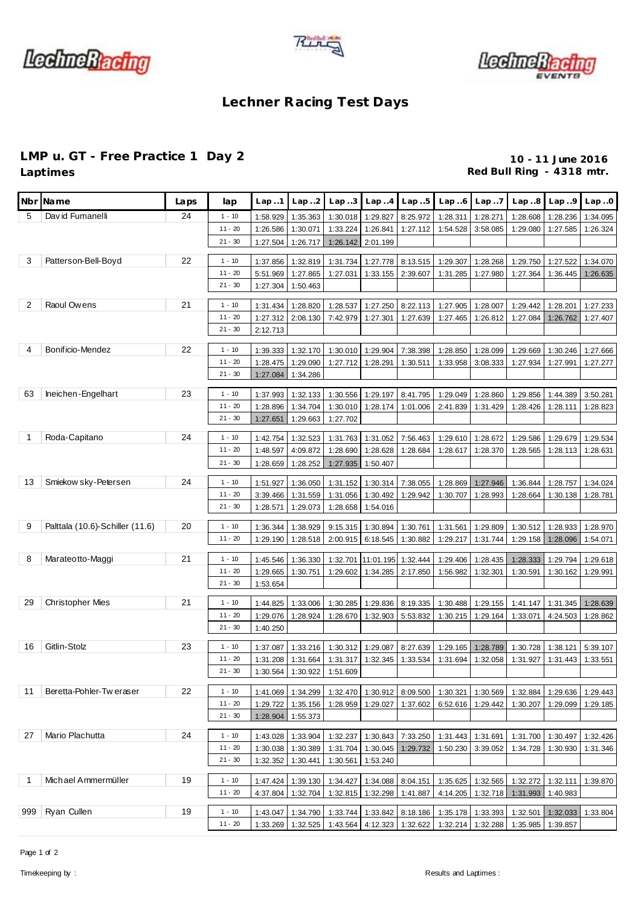# Lechner Racing Test Days

## LMP u. GT - Free Practice 1 Day 2

**Laptimes**

**10 - 11 June 2016**
**Red Bull Ring - 4318 mtr.**

| Nbr | Name | Laps | lap | Lap ..1 | Lap ..2 | Lap ..3 | Lap ..4 | Lap ..5 | Lap ..6 | Lap ..7 | Lap ..8 | Lap ..9 | Lap ..0 |
|---|---|---|---|---|---|---|---|---|---|---|---|---|---|
| 5 | David Fumanelli | 24 | 1 - 10 | 1:58.929 | 1:35.363 | 1:30.018 | 1:29.827 | 8:25.972 | 1:28.311 | 1:28.271 | 1:28.608 | 1:28.236 | 1:34.095 |
| | | | 11 - 20 | 1:26.586 | 1:30.071 | 1:33.224 | 1:26.841 | 1:27.112 | 1:54.528 | 3:58.085 | 1:29.080 | 1:27.585 | 1:26.324 |
| | | | 21 - 30 | 1:27.504 | 1:26.717 | 1:26.142 | 2:01.199 | | | | | | |
| 3 | Patterson-Bell-Boyd | 22 | 1 - 10 | 1:37.856 | 1:32.819 | 1:31.734 | 1:27.778 | 8:13.515 | 1:29.307 | 1:28.268 | 1:29.750 | 1:27.522 | 1:34.070 |
| | | | 11 - 20 | 5:51.969 | 1:27.865 | 1:27.031 | 1:33.155 | 2:39.607 | 1:31.285 | 1:27.980 | 1:27.364 | 1:36.445 | 1:26.635 |
| | | | 21 - 30 | 1:27.304 | 1:50.463 | | | | | | | | |
| 2 | Raoul Owens | 21 | 1 - 10 | 1:31.434 | 1:28.820 | 1:28.537 | 1:27.250 | 8:22.113 | 1:27.905 | 1:28.007 | 1:29.442 | 1:28.201 | 1:27.233 |
| | | | 11 - 20 | 1:27.312 | 2:08.130 | 7:42.979 | 1:27.301 | 1:27.639 | 1:27.465 | 1:26.812 | 1:27.084 | 1:26.762 | 1:27.407 |
| | | | 21 - 30 | 2:12.713 | | | | | | | | | |
| 4 | Bonificio-Mendez | 22 | 1 - 10 | 1:39.333 | 1:32.170 | 1:30.010 | 1:29.904 | 7:38.398 | 1:28.850 | 1:28.099 | 1:29.669 | 1:30.246 | 1:27.666 |
| | | | 11 - 20 | 1:28.475 | 1:29.090 | 1:27.712 | 1:28.291 | 1:30.511 | 1:33.958 | 3:08.333 | 1:27.934 | 1:27.991 | 1:27.277 |
| | | | 21 - 30 | 1:27.084 | 1:34.286 | | | | | | | | |
| 63 | Ineichen-Engelhart | 23 | 1 - 10 | 1:37.993 | 1:32.133 | 1:30.556 | 1:29.197 | 8:41.795 | 1:29.049 | 1:28.860 | 1:29.856 | 1:44.389 | 3:50.281 |
| | | | 11 - 20 | 1:28.896 | 1:34.704 | 1:30.010 | 1:28.174 | 1:01.006 | 2:41.839 | 1:31.429 | 1:28.426 | 1:28.111 | 1:28.823 |
| | | | 21 - 30 | 1:27.651 | 1:29.663 | 1:27.702 | | | | | | | |
| 1 | Roda-Capitano | 24 | 1 - 10 | 1:42.754 | 1:32.523 | 1:31.763 | 1:31.052 | 7:56.463 | 1:29.610 | 1:28.672 | 1:29.586 | 1:29.679 | 1:29.534 |
| | | | 11 - 20 | 1:48.597 | 4:09.872 | 1:28.690 | 1:28.628 | 1:28.684 | 1:28.617 | 1:28.370 | 1:28.565 | 1:28.113 | 1:28.631 |
| | | | 21 - 30 | 1:28.659 | 1:28.252 | 1:27.935 | 1:50.407 | | | | | | |
| 13 | Smiekowsky-Petersen | 24 | 1 - 10 | 1:51.927 | 1:36.050 | 1:31.152 | 1:30.314 | 7:38.055 | 1:28.869 | 1:27.946 | 1:36.844 | 1:28.757 | 1:34.024 |
| | | | 11 - 20 | 3:39.466 | 1:31.559 | 1:31.056 | 1:30.492 | 1:29.942 | 1:30.707 | 1:28.993 | 1:28.664 | 1:30.138 | 1:28.781 |
| | | | 21 - 30 | 1:28.571 | 1:29.073 | 1:28.658 | 1:54.016 | | | | | | |
| 9 | Palttala (10.6)-Schiller (11.6) | 20 | 1 - 10 | 1:36.344 | 1:38.929 | 9:15.315 | 1:30.894 | 1:30.761 | 1:31.561 | 1:29.809 | 1:30.512 | 1:28.933 | 1:28.970 |
| | | | 11 - 20 | 1:29.190 | 1:28.518 | 2:00.915 | 6:18.545 | 1:30.882 | 1:29.217 | 1:31.744 | 1:29.158 | 1:28.096 | 1:54.071 |
| 8 | Marateotto-Maggi | 21 | 1 - 10 | 1:45.546 | 1:36.330 | 1:32.701 | 11:01.195 | 1:32.444 | 1:29.406 | 1:28.435 | 1:28.333 | 1:29.794 | 1:29.618 |
| | | | 11 - 20 | 1:29.665 | 1:30.751 | 1:29.602 | 1:34.285 | 2:17.850 | 1:56.982 | 1:32.301 | 1:30.591 | 1:30.162 | 1:29.991 |
| | | | 21 - 30 | 1:53.654 | | | | | | | | | |
| 29 | Christopher Mies | 21 | 1 - 10 | 1:44.825 | 1:33.006 | 1:30.285 | 1:29.836 | 8:19.335 | 1:30.488 | 1:29.155 | 1:41.147 | 1:31.345 | 1:28.639 |
| | | | 11 - 20 | 1:29.076 | 1:28.924 | 1:28.670 | 1:32.903 | 5:53.832 | 1:30.215 | 1:29.164 | 1:33.071 | 4:24.503 | 1:28.862 |
| | | | 21 - 30 | 1:40.250 | | | | | | | | | |
| 16 | Gitlin-Stolz | 23 | 1 - 10 | 1:37.087 | 1:33.216 | 1:30.312 | 1:29.087 | 8:27.639 | 1:29.165 | 1:28.789 | 1:30.728 | 1:38.121 | 5:39.107 |
| | | | 11 - 20 | 1:31.208 | 1:31.664 | 1:31.317 | 1:32.345 | 1:33.534 | 1:31.694 | 1:32.058 | 1:31.927 | 1:31.443 | 1:33.551 |
| | | | 21 - 30 | 1:30.564 | 1:30.922 | 1:51.609 | | | | | | | |
| 11 | Beretta-Pohler-Tweraser | 22 | 1 - 10 | 1:41.069 | 1:34.299 | 1:32.470 | 1:30.912 | 8:09.500 | 1:30.321 | 1:30.569 | 1:32.884 | 1:29.636 | 1:29.443 |
| | | | 11 - 20 | 1:29.722 | 1:35.156 | 1:28.959 | 1:29.027 | 1:37.602 | 6:52.616 | 1:29.442 | 1:30.207 | 1:29.099 | 1:29.185 |
| | | | 21 - 30 | 1:28.904 | 1:55.373 | | | | | | | | |
| 27 | Mario Plachutta | 24 | 1 - 10 | 1:43.028 | 1:33.904 | 1:32.237 | 1:30.843 | 7:33.250 | 1:31.443 | 1:31.691 | 1:31.700 | 1:30.497 | 1:32.426 |
| | | | 11 - 20 | 1:30.038 | 1:30.389 | 1:31.704 | 1:30.045 | 1:29.732 | 1:50.230 | 3:39.052 | 1:34.728 | 1:30.930 | 1:31.346 |
| | | | 21 - 30 | 1:32.352 | 1:30.441 | 1:30.561 | 1:53.240 | | | | | | |
| 1 | Michael Ammermüller | 19 | 1 - 10 | 1:47.424 | 1:39.130 | 1:34.427 | 1:34.088 | 8:04.151 | 1:35.625 | 1:32.565 | 1:32.272 | 1:32.111 | 1:39.870 |
| | | | 11 - 20 | 4:37.804 | 1:32.704 | 1:32.815 | 1:32.298 | 1:41.887 | 4:14.205 | 1:32.718 | 1:31.993 | 1:40.983 | |
| 999 | Ryan Cullen | 19 | 1 - 10 | 1:43.047 | 1:34.790 | 1:33.744 | 1:33.842 | 8:18.186 | 1:35.178 | 1:33.393 | 1:32.501 | 1:32.033 | 1:33.804 |
| | | | 11 - 20 | 1:33.269 | 1:32.525 | 1:43.564 | 4:12.323 | 1:32.622 | 1:32.214 | 1:32.288 | 1:35.985 | 1:39.857 | |

Timekeeping by :

Results and Laptimes :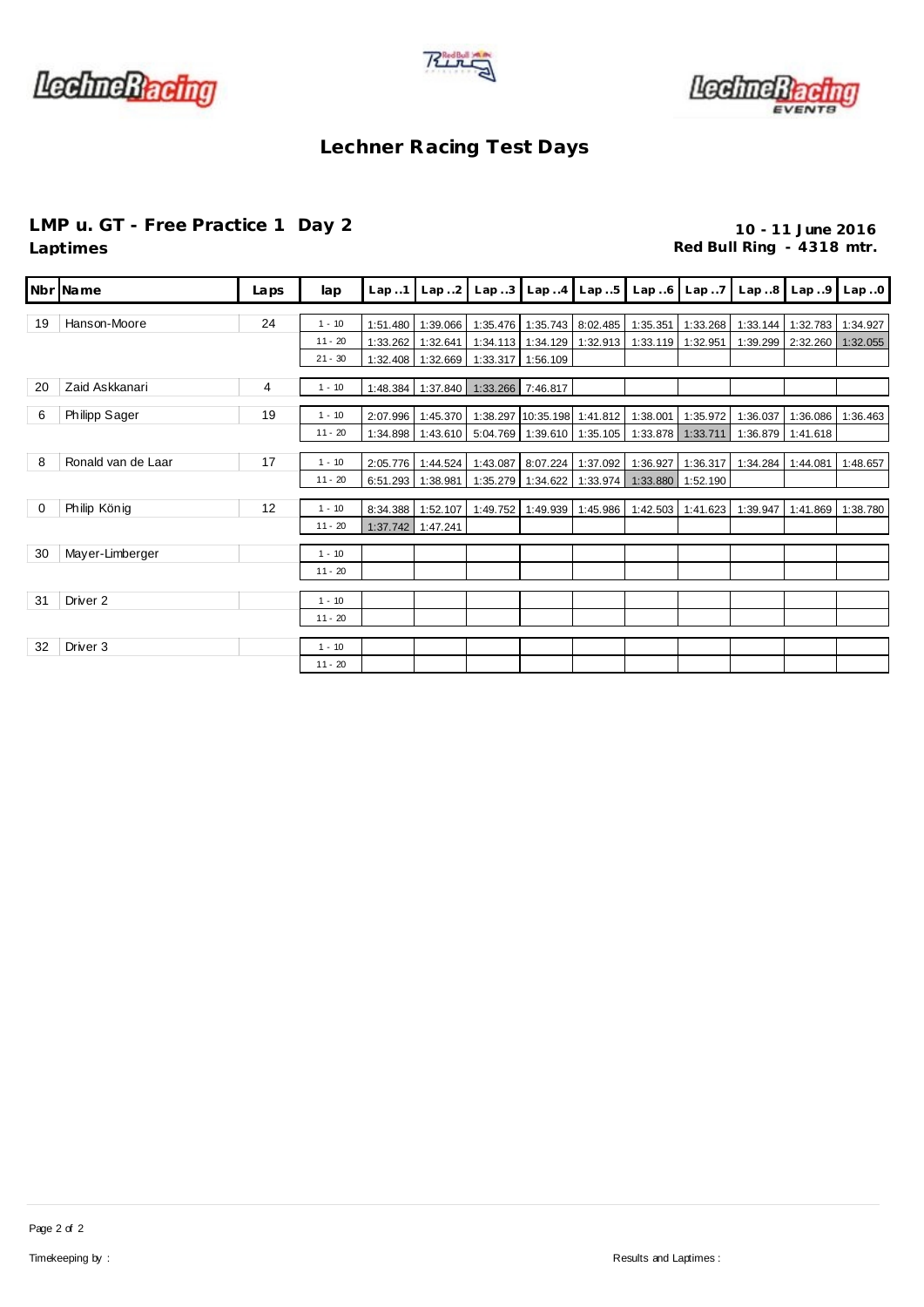# Lechner Racing Test Days

## LMP u. GT - Free Practice 1 Day 2

**Laptimes**

**10 - 11 June 2016**
**Red Bull Ring - 4318 mtr.**

| Nbr | Name | Laps | lap | Lap ..1 | Lap ..2 | Lap ..3 | Lap ..4 | Lap ..5 | Lap ..6 | Lap ..7 | Lap ..8 | Lap ..9 | Lap ..0 |
|---|---|---|---|---|---|---|---|---|---|---|---|---|---|
| 19 | Hanson-Moore | 24 | 1 - 10 | 1:51.480 | 1:39.066 | 1:35.476 | 1:35.743 | 8:02.485 | 1:35.351 | 1:33.268 | 1:33.144 | 1:32.783 | 1:34.927 |
| | | | 11 - 20 | 1:33.262 | 1:32.641 | 1:34.113 | 1:34.129 | 1:32.913 | 1:33.119 | 1:32.951 | 1:39.299 | 2:32.260 | 1:32.055 |
| | | | 21 - 30 | 1:32.408 | 1:32.669 | 1:33.317 | 1:56.109 | | | | | | |
| 20 | Zaid Askkanari | 4 | 1 - 10 | 1:48.384 | 1:37.840 | 1:33.266 | 7:46.817 | | | | | | |
| 6 | Philipp Sager | 19 | 1 - 10 | 2:07.996 | 1:45.370 | 1:38.297 | 10:35.198 | 1:41.812 | 1:38.001 | 1:35.972 | 1:36.037 | 1:36.086 | 1:36.463 |
| | | | 11 - 20 | 1:34.898 | 1:43.610 | 5:04.769 | 1:39.610 | 1:35.105 | 1:33.878 | 1:33.711 | 1:36.879 | 1:41.618 | |
| 8 | Ronald van de Laar | 17 | 1 - 10 | 2:05.776 | 1:44.524 | 1:43.087 | 8:07.224 | 1:37.092 | 1:36.927 | 1:36.317 | 1:34.284 | 1:44.081 | 1:48.657 |
| | | | 11 - 20 | 6:51.293 | 1:38.981 | 1:35.279 | 1:34.622 | 1:33.974 | 1:33.880 | 1:52.190 | | | |
| 0 | Philip König | 12 | 1 - 10 | 8:34.388 | 1:52.107 | 1:49.752 | 1:49.939 | 1:45.986 | 1:42.503 | 1:41.623 | 1:39.947 | 1:41.869 | 1:38.780 |
| | | | 11 - 20 | 1:37.742 | 1:47.241 | | | | | | | | |
| 30 | Mayer-Limberger | | 1 - 10 | | | | | | | | | | |
| | | | 11 - 20 | | | | | | | | | | |
| 31 | Driver 2 | | 1 - 10 | | | | | | | | | | |
| | | | 11 - 20 | | | | | | | | | | |
| 32 | Driver 3 | | 1 - 10 | | | | | | | | | | |
| | | | 11 - 20 | | | | | | | | | | |

Timekeeping by :

Results and Laptimes :